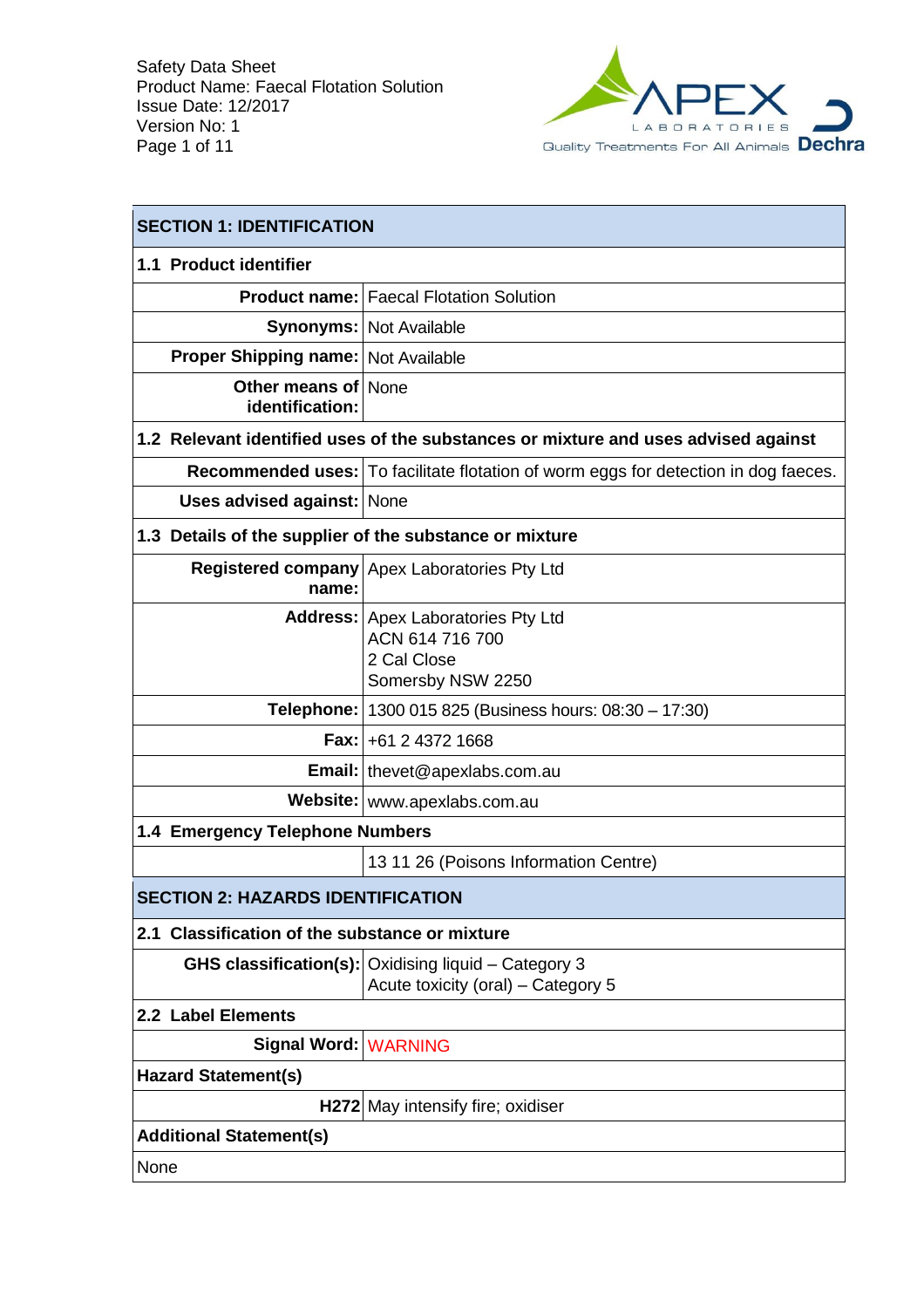Safety Data Sheet
Product Name: Faecal Flotation Solution
Issue Date: 12/2017
Version No: 1

## SECTION 1: IDENTIFICATION

### 1.1 Product identifier

| | |
|---|---|
| **Product name:** | Faecal Flotation Solution |
| **Synonyms:** | Not Available |
| **Proper Shipping name:** | Not Available |
| **Other means of identification:** | None |

### 1.2 Relevant identified uses of the substances or mixture and uses advised against

| | |
|---|---|
| **Recommended uses:** | To facilitate flotation of worm eggs for detection in dog faeces. |
| **Uses advised against:** | None |

### 1.3 Details of the supplier of the substance or mixture

| | |
|---|---|
| **Registered company name:** | Apex Laboratories Pty Ltd |
| **Address:** | Apex Laboratories Pty Ltd<br>ACN 614 716 700<br>2 Cal Close<br>Somersby NSW 2250 |
| **Telephone:** | 1300 015 825 (Business hours: 08:30 – 17:30) |
| **Fax:** | +61 2 4372 1668 |
| **Email:** | thevet@apexlabs.com.au |
| **Website:** | www.apexlabs.com.au |

### 1.4 Emergency Telephone Numbers

| | |
|---|---|
| | 13 11 26 (Poisons Information Centre) |

## SECTION 2: HAZARDS IDENTIFICATION

### 2.1 Classification of the substance or mixture

| | |
|---|---|
| **GHS classification(s):** | Oxidising liquid – Category 3<br>Acute toxicity (oral) – Category 5 |

### 2.2 Label Elements

| | |
|---|---|
| **Signal Word:** | WARNING |

**Hazard Statement(s)**

| | |
|---|---|
| **H272** | May intensify fire; oxidiser |

**Additional Statement(s)**

None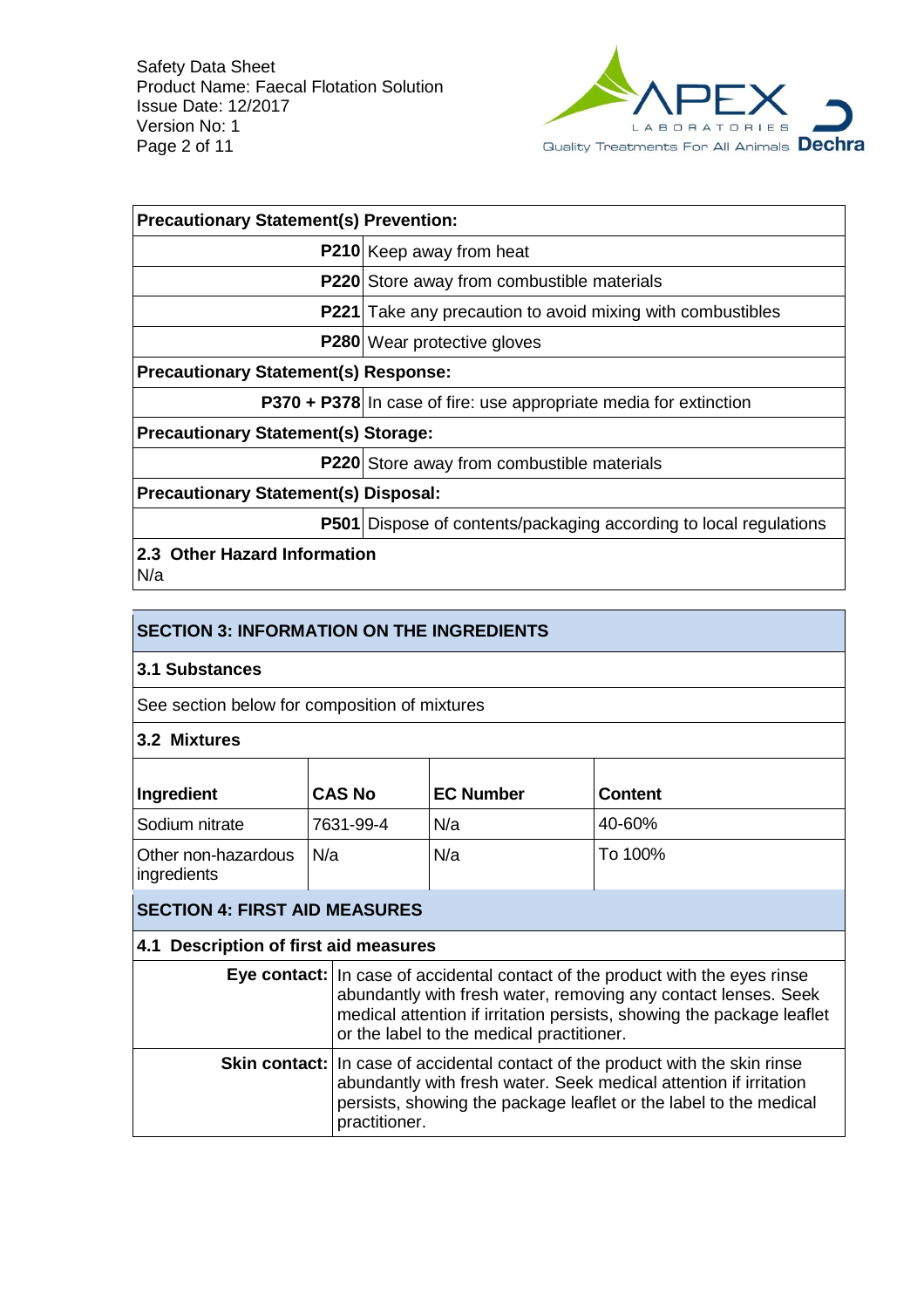**Precatuionary Statement(s) Prevention:**

| | |
|---|---|
| **P210** | Keep away from heat |
| **P220** | Store away from combustible materials |
| **P221** | Take any precaution to avoid mixing with combustibles |
| **P280** | Wear protective gloves |

**Precautionary Statement(s) Response:**

| | |
|---|---|
| **P370 + P378** | In case of fire: use appropriate media for extinction |

**Precautionary Statement(s) Storage:**

| | |
|---|---|
| **P220** | Store away from combustible materials |

**Precautionary Statement(s) Disposal:**

| | |
|---|---|
| **P501** | Dispose of contents/packaging according to local regulations |

**2.3 Other Hazard Information**

N/a

## SECTION 3: INFORMATION ON THE INGREDIENTS

### 3.1 Substances

See section below for composition of mixtures

### 3.2 Mixtures

| Ingredient | CAS No | EC Number | Content |
|---|---|---|---|
| Sodium nitrate | 7631-99-4 | N/a | 40-60% |
| Other non-hazardous ingredients | N/a | N/a | To 100% |

## SECTION 4: FIRST AID MEASURES

### 4.1 Description of first aid measures

| | |
|---|---|
| **Eye contact:** | In case of accidental contact of the product with the eyes rinse abundantly with fresh water, removing any contact lenses. Seek medical attention if irritation persists, showing the package leaflet or the label to the medical practitioner. |
| **Skin contact:** | In case of accidental contact of the product with the skin rinse abundantly with fresh water. Seek medical attention if irritation persists, showing the package leaflet or the label to the medical practitioner. |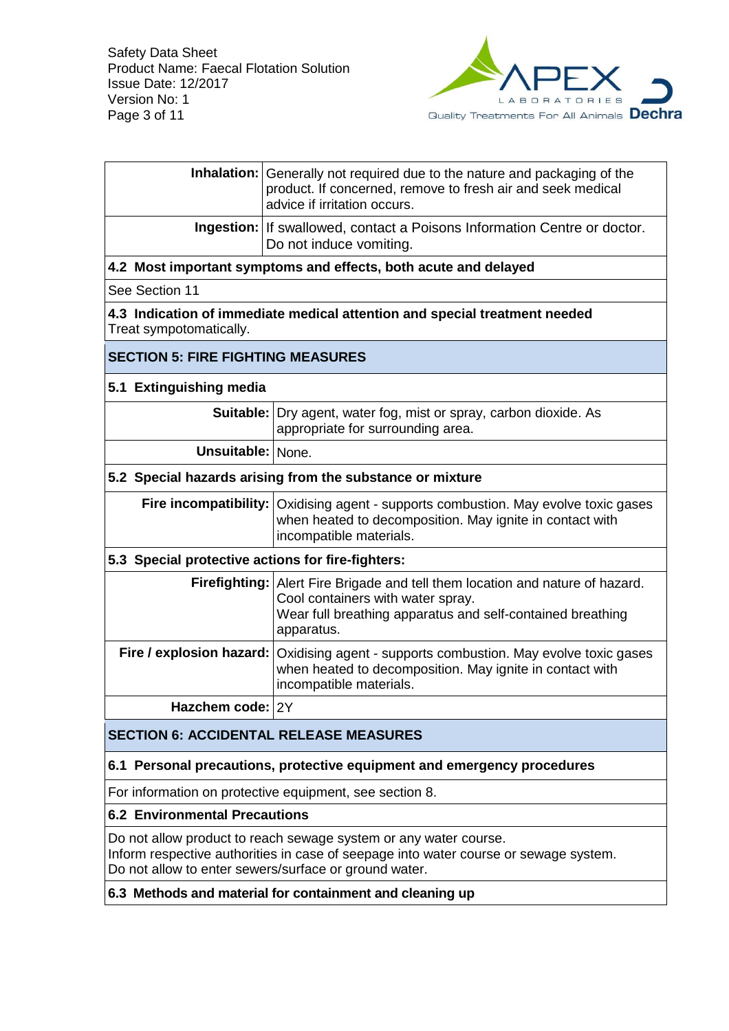| | |
|---|---|
| **Inhalation:** | Generally not required due to the nature and packaging of the product. If concerned, remove to fresh air and seek medical advice if irritation occurs. |
| **Ingestion:** | If swallowed, contact a Poisons Information Centre or doctor. Do not induce vomiting. |

### 4.2 Most important symptoms and effects, both acute and delayed

See Section 11

### 4.3 Indication of immediate medical attention and special treatment needed

Treat sympotomatically.

## SECTION 5: FIRE FIGHTING MEASURES

### 5.1 Extinguishing media

| | |
|---|---|
| **Suitable:** | Dry agent, water fog, mist or spray, carbon dioxide. As appropriate for surrounding area. |
| **Unsuitable:** | None. |

### 5.2 Special hazards arising from the substance or mixture

| | |
|---|---|
| **Fire incompatibility:** | Oxidising agent - supports combustion. May evolve toxic gases when heated to decomposition. May ignite in contact with incompatible materials. |

### 5.3 Special protective actions for fire-fighters:

| | |
|---|---|
| **Firefighting:** | Alert Fire Brigade and tell them location and nature of hazard. Cool containers with water spray. Wear full breathing apparatus and self-contained breathing apparatus. |
| **Fire / explosion hazard:** | Oxidising agent - supports combustion. May evolve toxic gases when heated to decomposition. May ignite in contact with incompatible materials. |
| **Hazchem code:** | 2Y |

## SECTION 6: ACCIDENTAL RELEASE MEASURES

### 6.1 Personal precautions, protective equipment and emergency procedures

For information on protective equipment, see section 8.

### 6.2 Environmental Precautions

Do not allow product to reach sewage system or any water course.
Inform respective authorities in case of seepage into water course or sewage system.
Do not allow to enter sewers/surface or ground water.

### 6.3 Methods and material for containment and cleaning up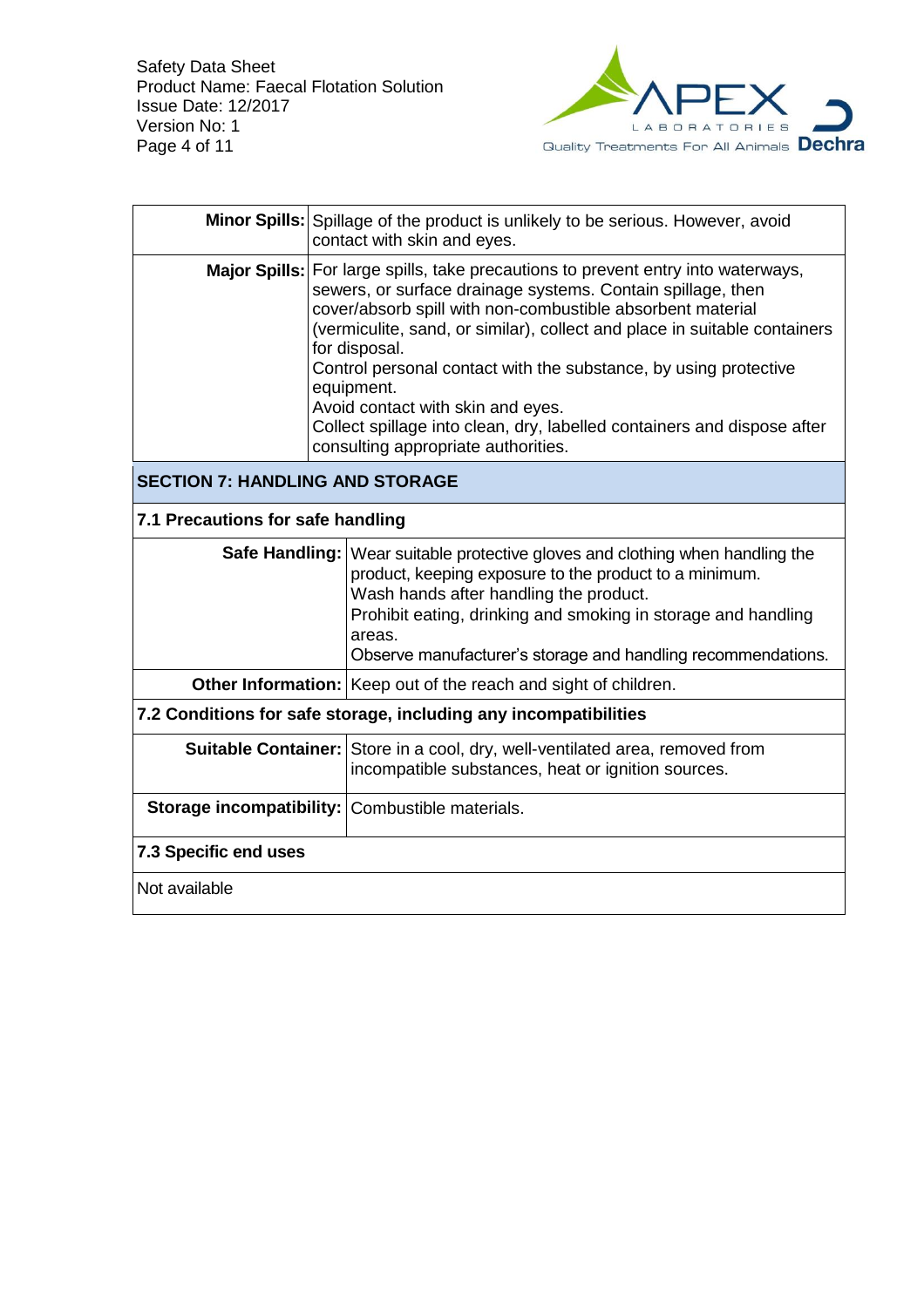| | |
|---|---|
| **Minor Spills:** | Spillage of the product is unlikely to be serious. However, avoid contact with skin and eyes. |
| **Major Spills:** | For large spills, take precautions to prevent entry into waterways, sewers, or surface drainage systems. Contain spillage, then cover/absorb spill with non-combustible absorbent material (vermiculite, sand, or similar), collect and place in suitable containers for disposal.<br>Control personal contact with the substance, by using protective equipment.<br>Avoid contact with skin and eyes.<br>Collect spillage into clean, dry, labelled containers and dispose after consulting appropriate authorities. |

## SECTION 7: HANDLING AND STORAGE

### 7.1 Precautions for safe handling

| | |
|---|---|
| **Safe Handling:** | Wear suitable protective gloves and clothing when handling the product, keeping exposure to the product to a minimum.<br>Wash hands after handling the product.<br>Prohibit eating, drinking and smoking in storage and handling areas.<br>Observe manufacturer's storage and handling recommendations. |
| **Other Information:** | Keep out of the reach and sight of children. |

### 7.2 Conditions for safe storage, including any incompatibilities

| | |
|---|---|
| **Suitable Container:** | Store in a cool, dry, well-ventilated area, removed from incompatible substances, heat or ignition sources. |
| **Storage incompatibility:** | Combustible materials. |

### 7.3 Specific end uses

Not available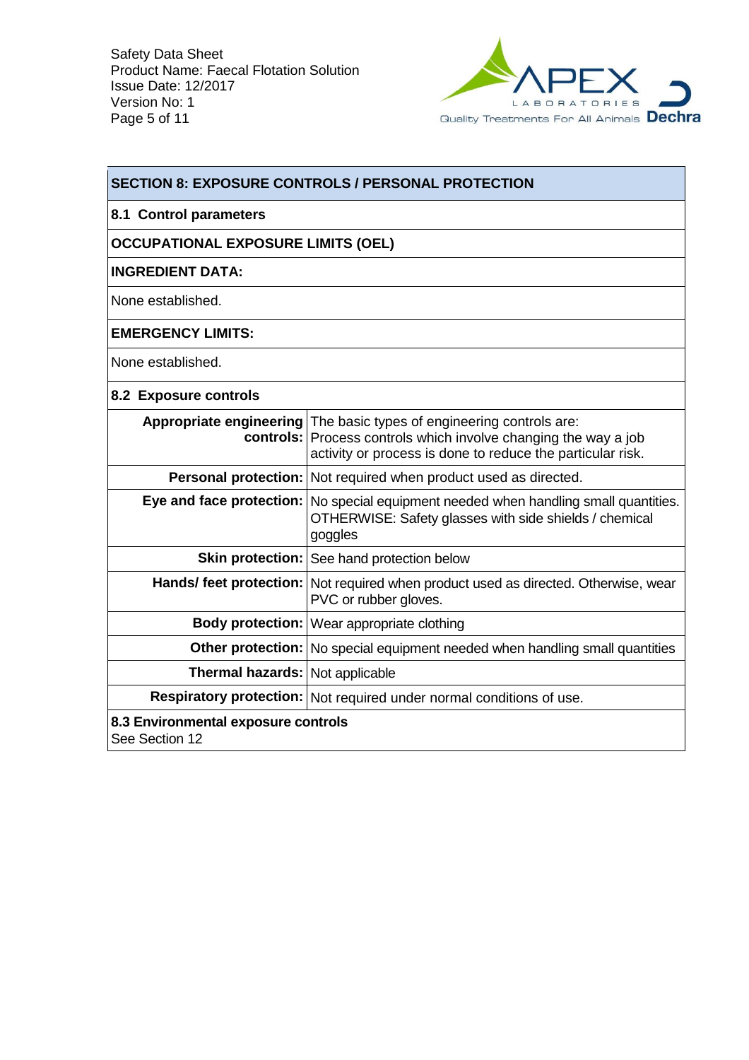## SECTION 8: EXPOSURE CONTROLS / PERSONAL PROTECTION

### 8.1 Control parameters

**OCCUPATIONAL EXPOSURE LIMITS (OEL)**

**INGREDIENT DATA:**

None established.

**EMERGENCY LIMITS:**

None established.

### 8.2 Exposure controls

| | |
|---|---|
| **Appropriate engineering controls:** | The basic types of engineering controls are: Process controls which involve changing the way a job activity or process is done to reduce the particular risk. |
| **Personal protection:** | Not required when product used as directed. |
| **Eye and face protection:** | No special equipment needed when handling small quantities. OTHERWISE: Safety glasses with side shields / chemical goggles |
| **Skin protection:** | See hand protection below |
| **Hands/ feet protection:** | Not required when product used as directed. Otherwise, wear PVC or rubber gloves. |
| **Body protection:** | Wear appropriate clothing |
| **Other protection:** | No special equipment needed when handling small quantities |
| **Thermal hazards:** | Not applicable |
| **Respiratory protection:** | Not required under normal conditions of use. |

### 8.3 Environmental exposure controls

See Section 12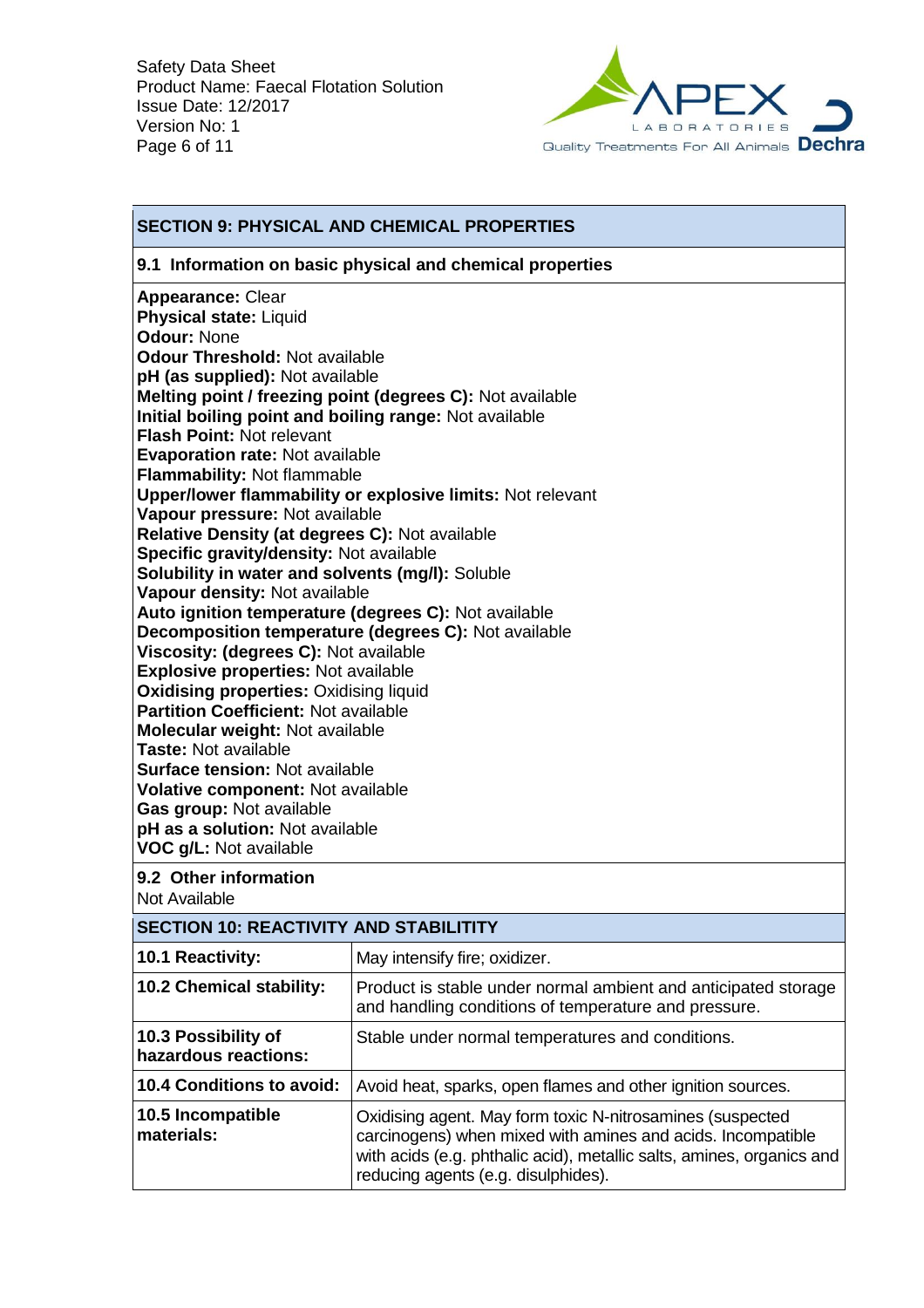## SECTION 9: PHYSICAL AND CHEMICAL PROPERTIES

### 9.1 Information on basic physical and chemical properties

**Appearance:** Clear
**Physical state:** Liquid
**Odour:** None
**Odour Threshold:** Not available
**pH (as supplied):** Not available
**Melting point / freezing point (degrees C):** Not available
**Initial boiling point and boiling range:** Not available
**Flash Point:** Not relevant
**Evaporation rate:** Not available
**Flammability:** Not flammable
**Upper/lower flammability or explosive limits:** Not relevant
**Vapour pressure:** Not available
**Relative Density (at degrees C):** Not available
**Specific gravity/density:** Not available
**Solubility in water and solvents (mg/l):** Soluble
**Vapour density:** Not available
**Auto ignition temperature (degrees C):** Not available
**Decomposition temperature (degrees C):** Not available
**Viscosity: (degrees C):** Not available
**Explosive properties:** Not available
**Oxidising properties:** Oxidising liquid
**Partition Coefficient:** Not available
**Molecular weight:** Not available
**Taste:** Not available
**Surface tension:** Not available
**Volative component:** Not available
**Gas group:** Not available
**pH as a solution:** Not available
**VOC g/L:** Not available

### 9.2 Other information

Not Available

## SECTION 10: REACTIVITY AND STABILITITY

| | |
|---|---|
| **10.1 Reactivity:** | May intensify fire; oxidizer. |
| **10.2 Chemical stability:** | Product is stable under normal ambient and anticipated storage and handling conditions of temperature and pressure. |
| **10.3 Possibility of hazardous reactions:** | Stable under normal temperatures and conditions. |
| **10.4 Conditions to avoid:** | Avoid heat, sparks, open flames and other ignition sources. |
| **10.5 Incompatible materials:** | Oxidising agent. May form toxic N-nitrosamines (suspected carcinogens) when mixed with amines and acids. Incompatible with acids (e.g. phthalic acid), metallic salts, amines, organics and reducing agents (e.g. disulphides). |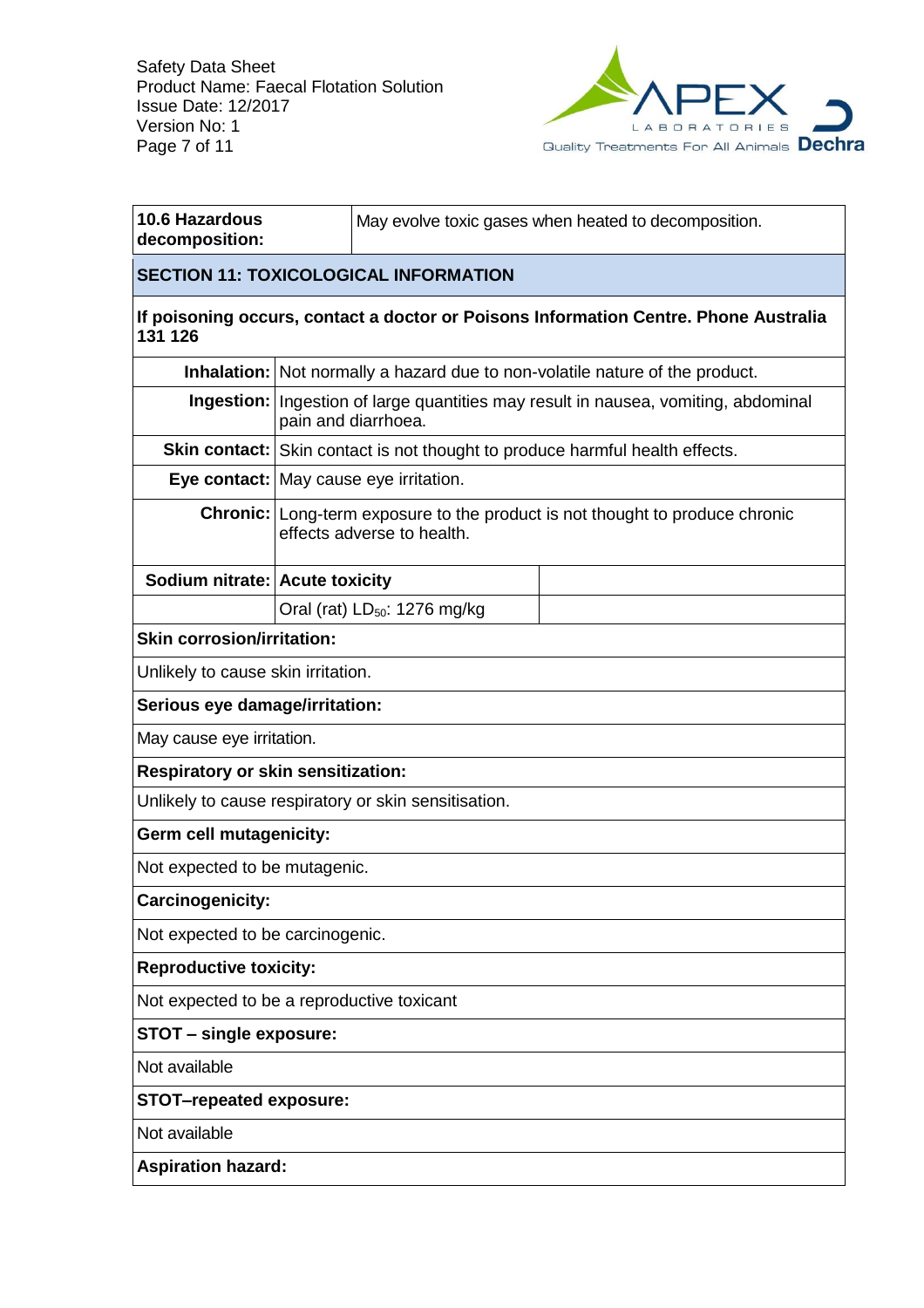| **10.6 Hazardous decomposition:** | May evolve toxic gases when heated to decomposition. |
|---|---|

## SECTION 11: TOXICOLOGICAL INFORMATION

**If poisoning occurs, contact a doctor or Poisons Information Centre. Phone Australia 131 126**

| | |
|---|---|
| **Inhalation:** | Not normally a hazard due to non-volatile nature of the product. |
| **Ingestion:** | Ingestion of large quantities may result in nausea, vomiting, abdominal pain and diarrhoea. |
| **Skin contact:** | Skin contact is not thought to produce harmful health effects. |
| **Eye contact:** | May cause eye irritation. |
| **Chronic:** | Long-term exposure to the product is not thought to produce chronic effects adverse to health. |

| **Sodium nitrate:** | **Acute toxicity** | |
|---|---|---|
| | Oral (rat) $LD_{50}$: 1276 mg/kg | |

**Skin corrosion/irritation:**

Unlikely to cause skin irritation.

**Serious eye damage/irritation:**

May cause eye irritation.

**Respiratory or skin sensitization:**

Unlikely to cause respiratory or skin sensitisation.

**Germ cell mutagenicity:**

Not expected to be mutagenic.

**Carcinogenicity:**

Not expected to be carcinogenic.

**Reproductive toxicity:**

Not expected to be a reproductive toxicant

**STOT – single exposure:**

Not available

**STOT–repeated exposure:**

Not available

**Aspiration hazard:**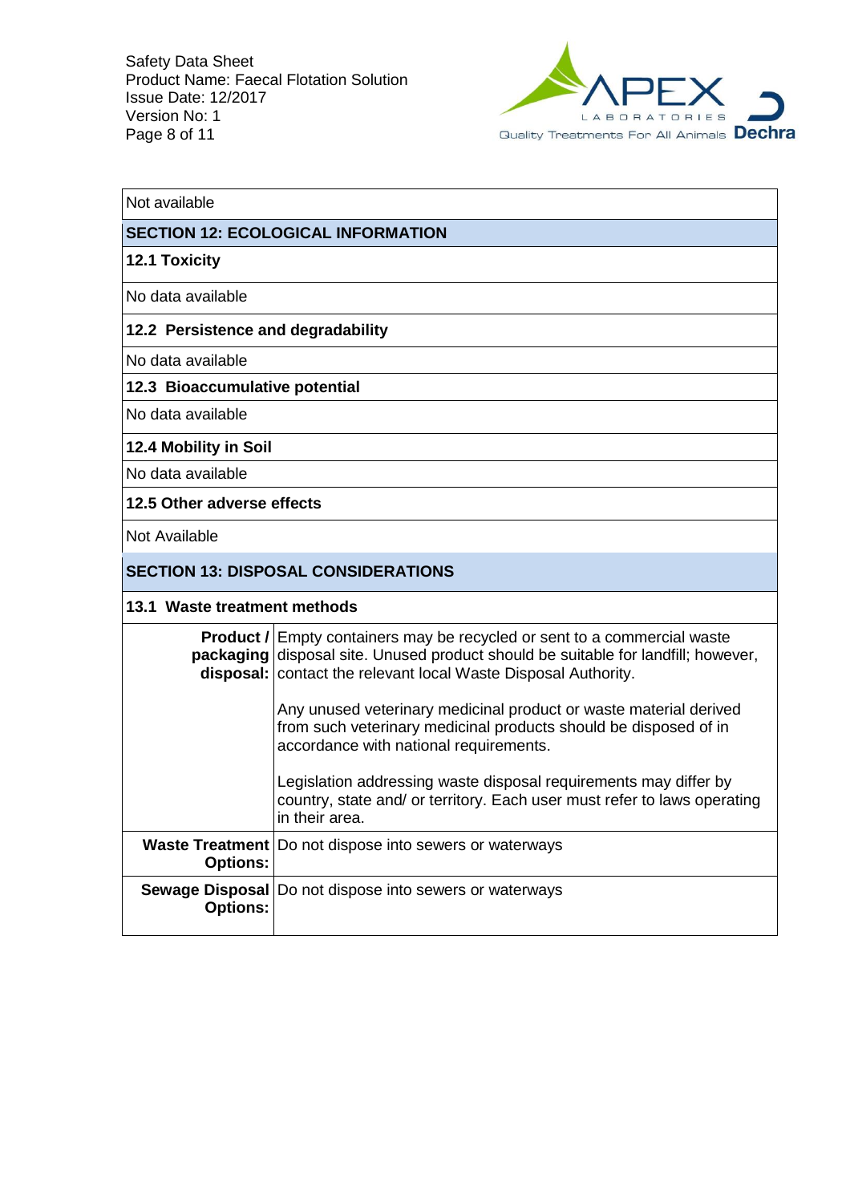Not available

## SECTION 12: ECOLOGICAL INFORMATION

### 12.1 Toxicity

No data available

### 12.2 Persistence and degradability

No data available

### 12.3 Bioaccumulative potential

No data available

### 12.4 Mobility in Soil

No data available

### 12.5 Other adverse effects

Not Available

## SECTION 13: DISPOSAL CONSIDERATIONS

### 13.1 Waste treatment methods

| | |
|---|---|
| **Product / packaging disposal:** | Empty containers may be recycled or sent to a commercial waste disposal site. Unused product should be suitable for landfill; however, contact the relevant local Waste Disposal Authority.<br><br>Any unused veterinary medicinal product or waste material derived from such veterinary medicinal products should be disposed of in accordance with national requirements.<br><br>Legislation addressing waste disposal requirements may differ by country, state and/ or territory. Each user must refer to laws operating in their area. |
| **Waste Treatment Options:** | Do not dispose into sewers or waterways |
| **Sewage Disposal Options:** | Do not dispose into sewers or waterways |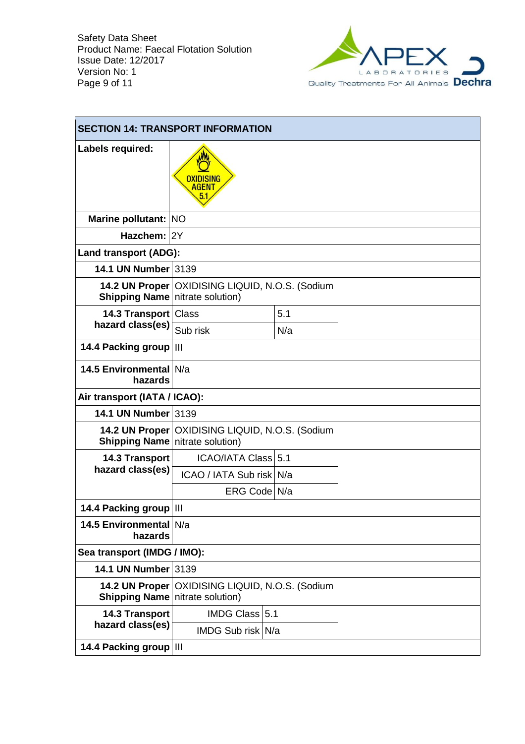## SECTION 14: TRANSPORT INFORMATION

| | | |
|---|---|---|
| **Labels required:** | OXIDISING AGENT 5.1 | |
| **Marine pollutant:** | NO | |
| **Hazchem:** | 2Y | |
| **Land transport (ADG):** | | |
| **14.1 UN Number** | 3139 | |
| **14.2 UN Proper Shipping Name** | OXIDISING LIQUID, N.O.S. (Sodium nitrate solution) | |
| **14.3 Transport hazard class(es)** | Class | 5.1 |
| | Sub risk | N/a |
| **14.4 Packing group** | III | |
| **14.5 Environmental hazards** | N/a | |
| **Air transport (IATA / ICAO):** | | |
| **14.1 UN Number** | 3139 | |
| **14.2 UN Proper Shipping Name** | OXIDISING LIQUID, N.O.S. (Sodium nitrate solution) | |
| **14.3 Transport hazard class(es)** | ICAO/IATA Class | 5.1 |
| | ICAO / IATA Sub risk | N/a |
| | ERG Code | N/a |
| **14.4 Packing group** | III | |
| **14.5 Environmental hazards** | N/a | |
| **Sea transport (IMDG / IMO):** | | |
| **14.1 UN Number** | 3139 | |
| **14.2 UN Proper Shipping Name** | OXIDISING LIQUID, N.O.S. (Sodium nitrate solution) | |
| **14.3 Transport hazard class(es)** | IMDG Class | 5.1 |
| | IMDG Sub risk | N/a |
| **14.4 Packing group** | III | |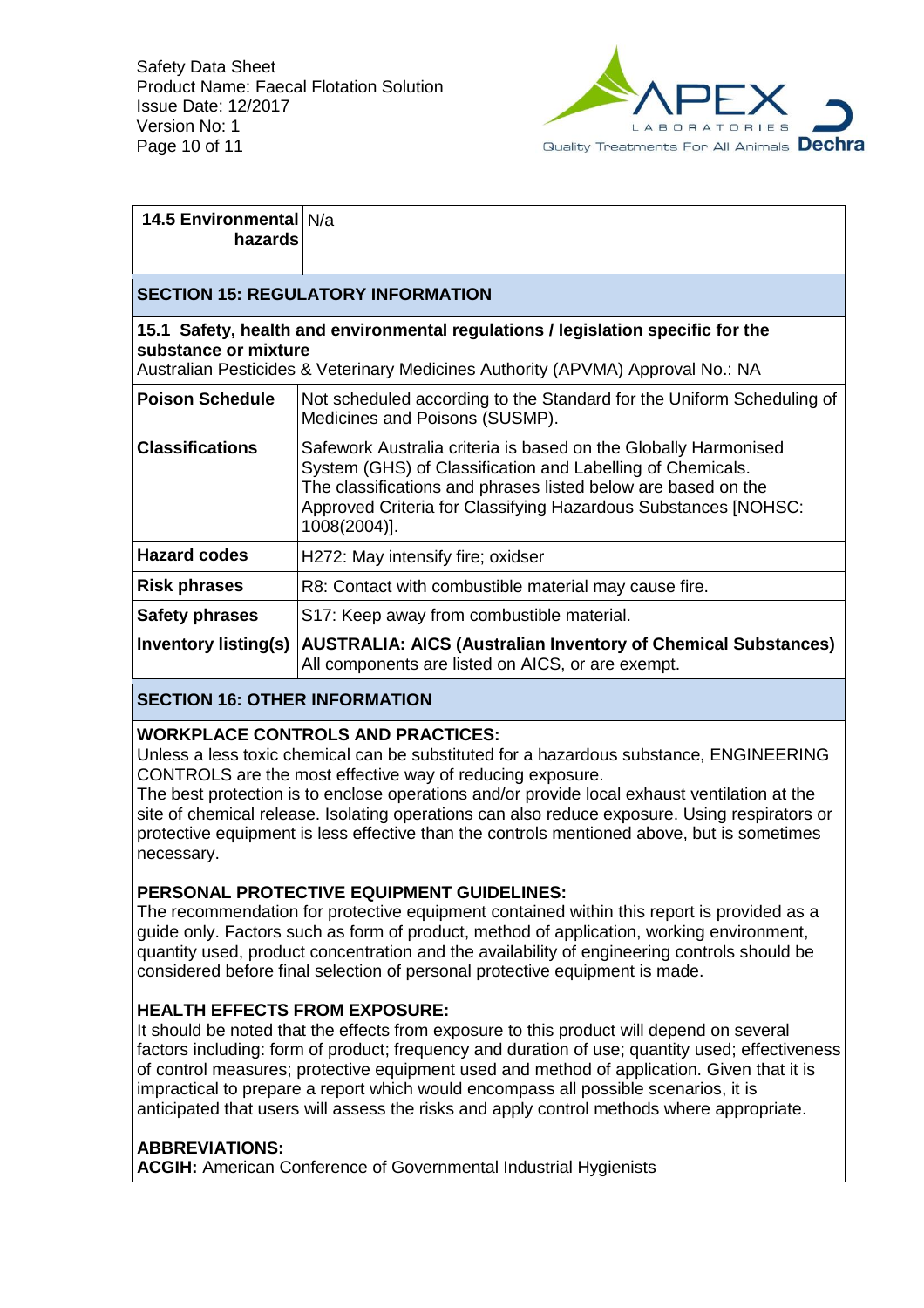| 14.5 Environmental hazards | N/a |
| --- | --- |

## SECTION 15: REGULATORY INFORMATION

**15.1 Safety, health and environmental regulations / legislation specific for the substance or mixture**
Australian Pesticides & Veterinary Medicines Authority (APVMA) Approval No.: NA

| | |
| --- | --- |
| **Poison Schedule** | Not scheduled according to the Standard for the Uniform Scheduling of Medicines and Poisons (SUSMP). |
| **Classifications** | Safework Australia criteria is based on the Globally Harmonised System (GHS) of Classification and Labelling of Chemicals. The classifications and phrases listed below are based on the Approved Criteria for Classifying Hazardous Substances [NOHSC: 1008(2004)]. |
| **Hazard codes** | H272: May intensify fire; oxidser |
| **Risk phrases** | R8: Contact with combustible material may cause fire. |
| **Safety phrases** | S17: Keep away from combustible material. |
| **Inventory listing(s)** | **AUSTRALIA: AICS (Australian Inventory of Chemical Substances)** All components are listed on AICS, or are exempt. |

## SECTION 16: OTHER INFORMATION

**WORKPLACE CONTROLS AND PRACTICES:**
Unless a less toxic chemical can be substituted for a hazardous substance, ENGINEERING CONTROLS are the most effective way of reducing exposure.
The best protection is to enclose operations and/or provide local exhaust ventilation at the site of chemical release. Isolating operations can also reduce exposure. Using respirators or protective equipment is less effective than the controls mentioned above, but is sometimes necessary.

**PERSONAL PROTECTIVE EQUIPMENT GUIDELINES:**
The recommendation for protective equipment contained within this report is provided as a guide only. Factors such as form of product, method of application, working environment, quantity used, product concentration and the availability of engineering controls should be considered before final selection of personal protective equipment is made.

**HEALTH EFFECTS FROM EXPOSURE:**
It should be noted that the effects from exposure to this product will depend on several factors including: form of product; frequency and duration of use; quantity used; effectiveness of control measures; protective equipment used and method of application. Given that it is impractical to prepare a report which would encompass all possible scenarios, it is anticipated that users will assess the risks and apply control methods where appropriate.

**ABBREVIATIONS:**
**ACGIH:** American Conference of Governmental Industrial Hygienists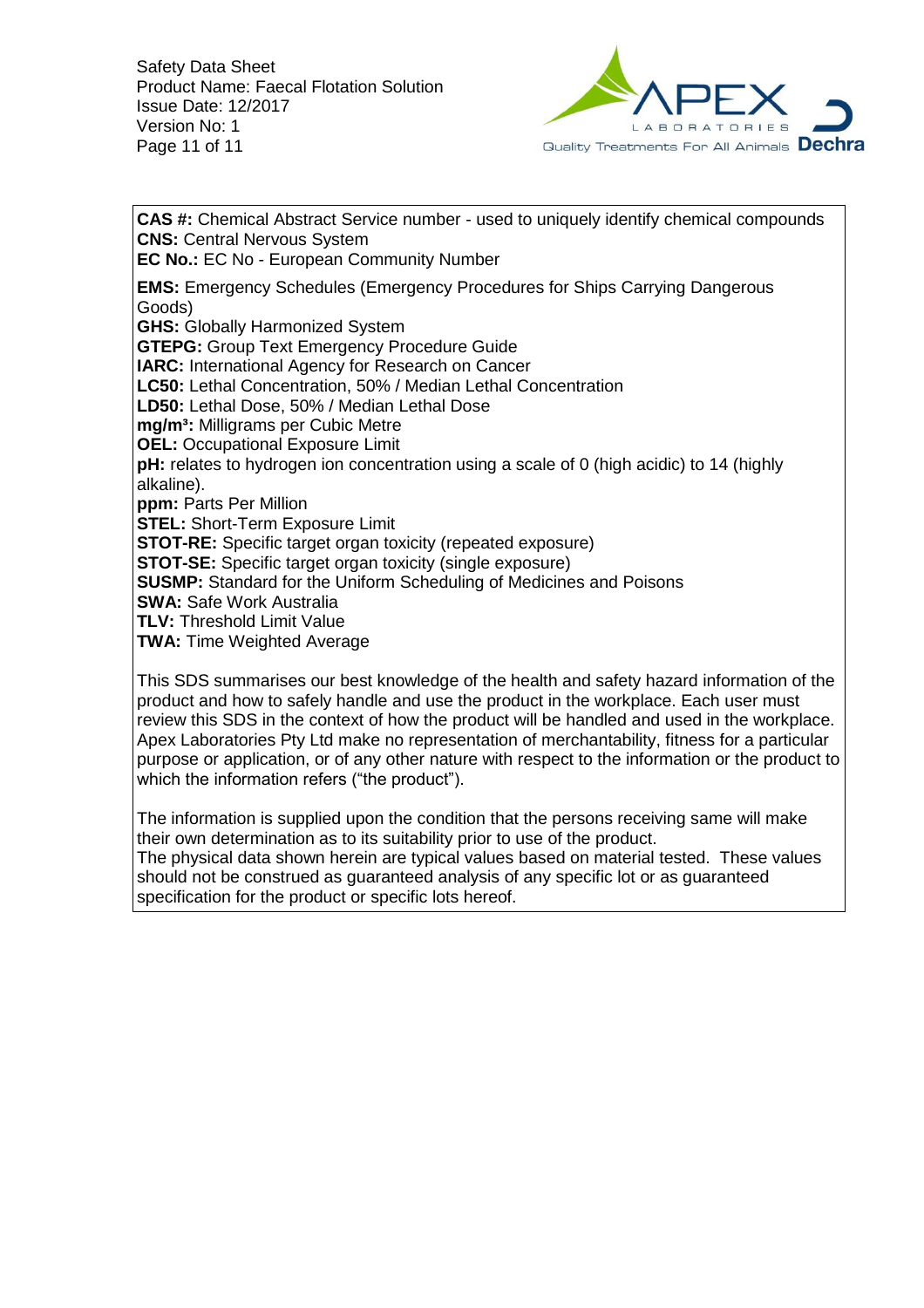**CAS #:** Chemical Abstract Service number - used to uniquely identify chemical compounds
**CNS:** Central Nervous System
**EC No.:** EC No - European Community Number

**EMS:** Emergency Schedules (Emergency Procedures for Ships Carrying Dangerous Goods)
**GHS:** Globally Harmonized System
**GTEPG:** Group Text Emergency Procedure Guide
**IARC:** International Agency for Research on Cancer
**LC50:** Lethal Concentration, 50% / Median Lethal Concentration
**LD50:** Lethal Dose, 50% / Median Lethal Dose
**mg/m$^3$:** Milligrams per Cubic Metre
**OEL:** Occupational Exposure Limit
**pH:** relates to hydrogen ion concentration using a scale of 0 (high acidic) to 14 (highly alkaline).
**ppm:** Parts Per Million
**STEL:** Short-Term Exposure Limit
**STOT-RE:** Specific target organ toxicity (repeated exposure)
**STOT-SE:** Specific target organ toxicity (single exposure)
**SUSMP:** Standard for the Uniform Scheduling of Medicines and Poisons
**SWA:** Safe Work Australia
**TLV:** Threshold Limit Value
**TWA:** Time Weighted Average

This SDS summarises our best knowledge of the health and safety hazard information of the product and how to safely handle and use the product in the workplace. Each user must review this SDS in the context of how the product will be handled and used in the workplace. Apex Laboratories Pty Ltd make no representation of merchantability, fitness for a particular purpose or application, or of any other nature with respect to the information or the product to which the information refers ("the product").

The information is supplied upon the condition that the persons receiving same will make their own determination as to its suitability prior to use of the product.
The physical data shown herein are typical values based on material tested. These values should not be construed as guaranteed analysis of any specific lot or as guaranteed specification for the product or specific lots hereof.